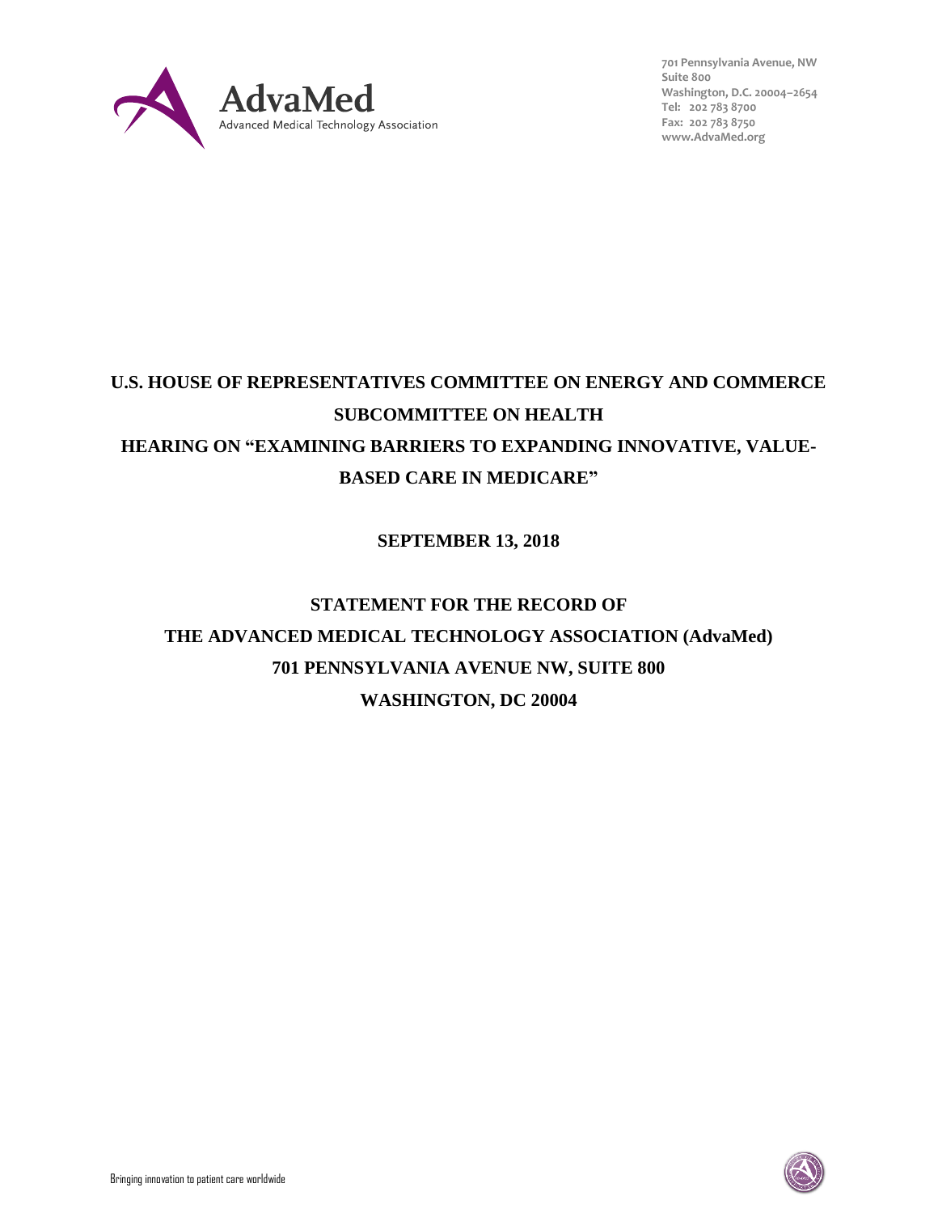**AdvaMed**
Advanced Medical Technology Association

701 Pennsylvania Avenue, NW
Suite 800
Washington, D.C. 20004–2654
Tel: 202 783 8700
Fax: 202 783 8750
www.AdvaMed.org

# U.S. HOUSE OF REPRESENTATIVES COMMITTEE ON ENERGY AND COMMERCE SUBCOMMITTEE ON HEALTH HEARING ON "EXAMINING BARRIERS TO EXPANDING INNOVATIVE, VALUE-BASED CARE IN MEDICARE"

**SEPTEMBER 13, 2018**

## STATEMENT FOR THE RECORD OF THE ADVANCED MEDICAL TECHNOLOGY ASSOCIATION (AdvaMed) 701 PENNSYLVANIA AVENUE NW, SUITE 800 WASHINGTON, DC 20004

Bringing innovation to patient care worldwide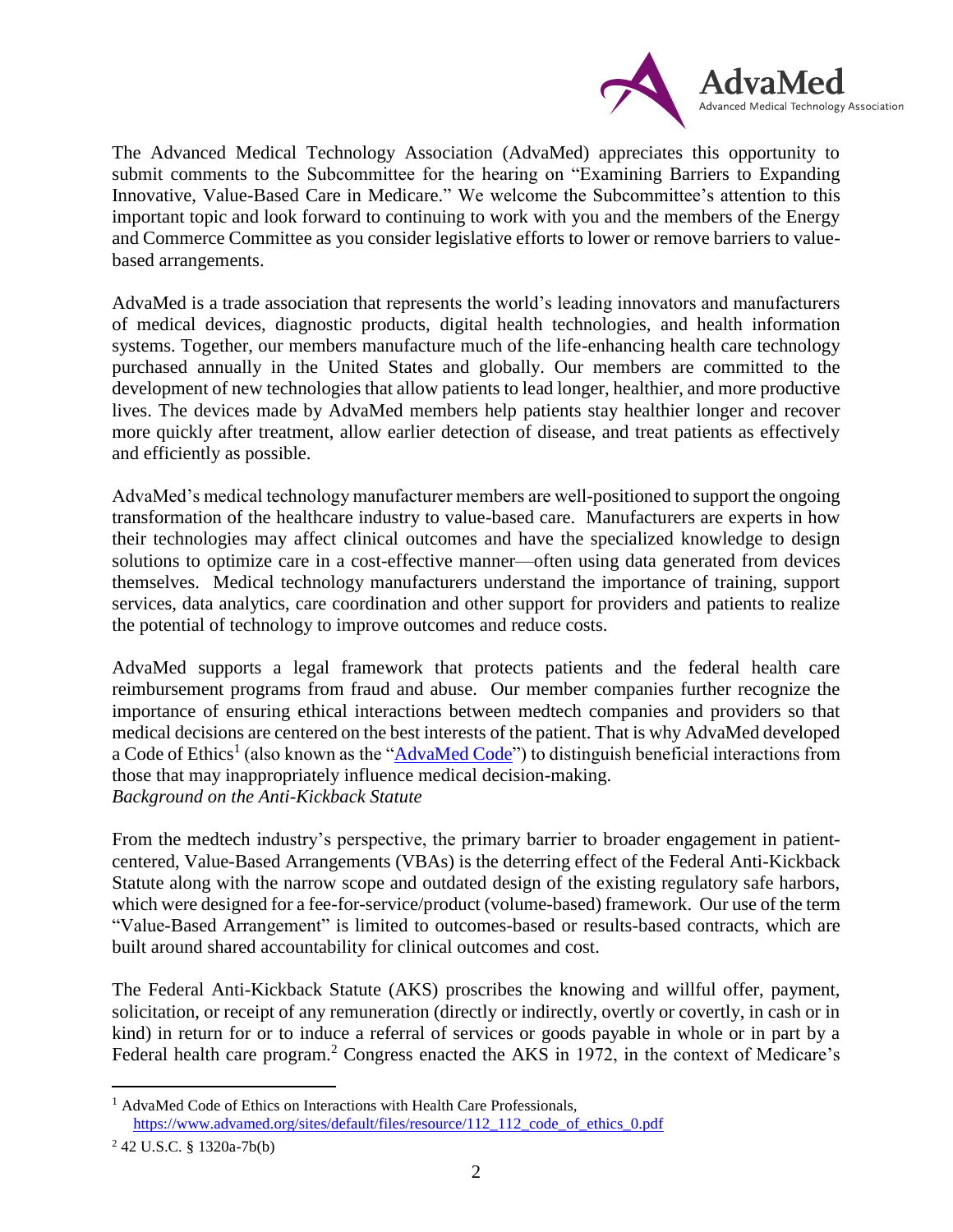The Advanced Medical Technology Association (AdvaMed) appreciates this opportunity to submit comments to the Subcommittee for the hearing on "Examining Barriers to Expanding Innovative, Value-Based Care in Medicare." We welcome the Subcommittee's attention to this important topic and look forward to continuing to work with you and the members of the Energy and Commerce Committee as you consider legislative efforts to lower or remove barriers to value-based arrangements.

AdvaMed is a trade association that represents the world's leading innovators and manufacturers of medical devices, diagnostic products, digital health technologies, and health information systems. Together, our members manufacture much of the life-enhancing health care technology purchased annually in the United States and globally. Our members are committed to the development of new technologies that allow patients to lead longer, healthier, and more productive lives. The devices made by AdvaMed members help patients stay healthier longer and recover more quickly after treatment, allow earlier detection of disease, and treat patients as effectively and efficiently as possible.

AdvaMed's medical technology manufacturer members are well-positioned to support the ongoing transformation of the healthcare industry to value-based care. Manufacturers are experts in how their technologies may affect clinical outcomes and have the specialized knowledge to design solutions to optimize care in a cost-effective manner—often using data generated from devices themselves. Medical technology manufacturers understand the importance of training, support services, data analytics, care coordination and other support for providers and patients to realize the potential of technology to improve outcomes and reduce costs.

AdvaMed supports a legal framework that protects patients and the federal health care reimbursement programs from fraud and abuse. Our member companies further recognize the importance of ensuring ethical interactions between medtech companies and providers so that medical decisions are centered on the best interests of the patient. That is why AdvaMed developed a Code of Ethics[1] (also known as the "AdvaMed Code") to distinguish beneficial interactions from those that may inappropriately influence medical decision-making.

*Background on the Anti-Kickback Statute*

From the medtech industry's perspective, the primary barrier to broader engagement in patient-centered, Value-Based Arrangements (VBAs) is the deterring effect of the Federal Anti-Kickback Statute along with the narrow scope and outdated design of the existing regulatory safe harbors, which were designed for a fee-for-service/product (volume-based) framework. Our use of the term "Value-Based Arrangement" is limited to outcomes-based or results-based contracts, which are built around shared accountability for clinical outcomes and cost.

The Federal Anti-Kickback Statute (AKS) proscribes the knowing and willful offer, payment, solicitation, or receipt of any remuneration (directly or indirectly, overtly or covertly, in cash or in kind) in return for or to induce a referral of services or goods payable in whole or in part by a Federal health care program.[2] Congress enacted the AKS in 1972, in the context of Medicare's

[1] AdvaMed Code of Ethics on Interactions with Health Care Professionals, https://www.advamed.org/sites/default/files/resource/112_112_code_of_ethics_0.pdf

[2] 42 U.S.C. § 1320a-7b(b)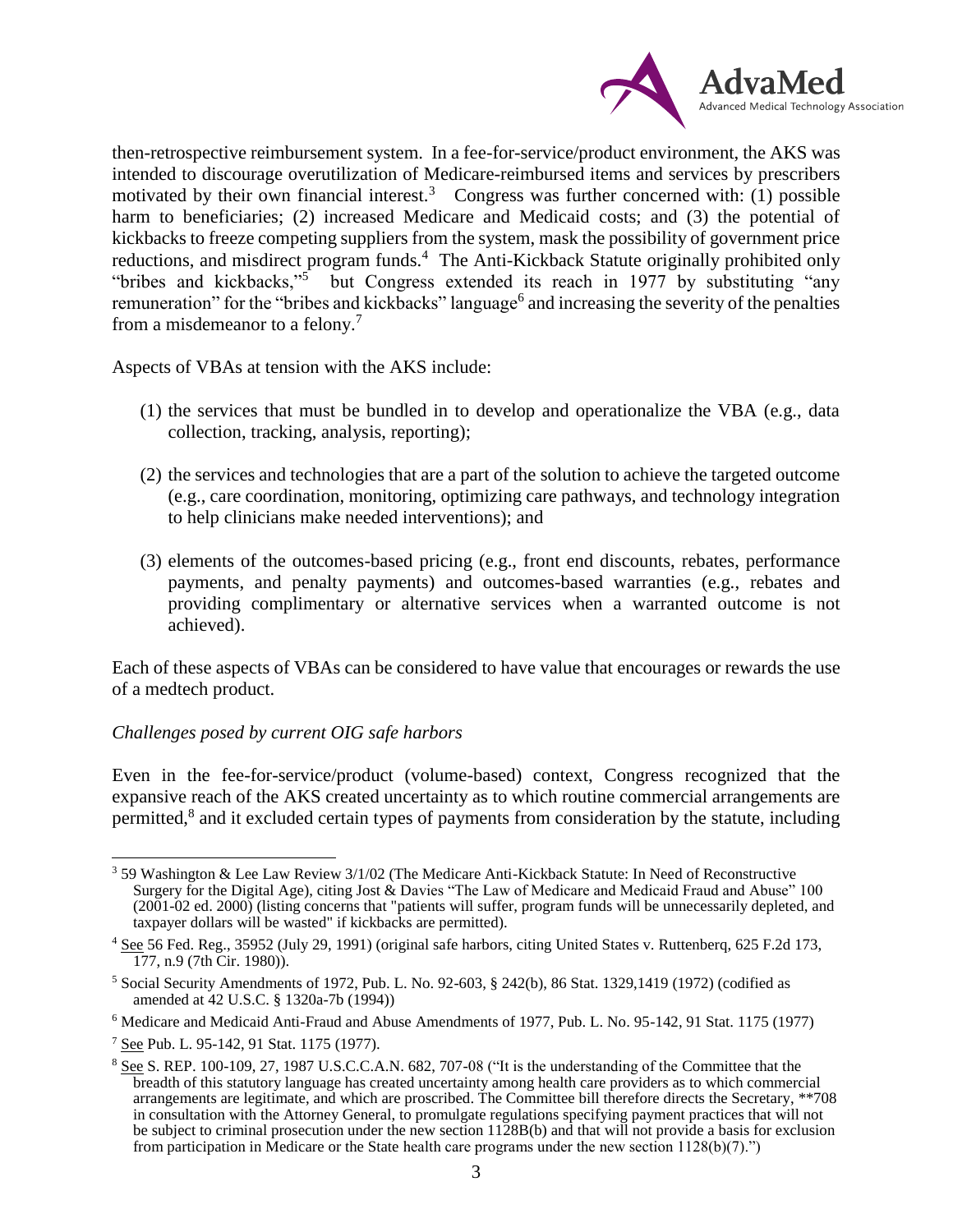then-retrospective reimbursement system. In a fee-for-service/product environment, the AKS was intended to discourage overutilization of Medicare-reimbursed items and services by prescribers motivated by their own financial interest.[3] Congress was further concerned with: (1) possible harm to beneficiaries; (2) increased Medicare and Medicaid costs; and (3) the potential of kickbacks to freeze competing suppliers from the system, mask the possibility of government price reductions, and misdirect program funds.[4] The Anti-Kickback Statute originally prohibited only "bribes and kickbacks,"[5] but Congress extended its reach in 1977 by substituting "any remuneration" for the "bribes and kickbacks" language[6] and increasing the severity of the penalties from a misdemeanor to a felony.[7]

Aspects of VBAs at tension with the AKS include:

(1) the services that must be bundled in to develop and operationalize the VBA (e.g., data collection, tracking, analysis, reporting);

(2) the services and technologies that are a part of the solution to achieve the targeted outcome (e.g., care coordination, monitoring, optimizing care pathways, and technology integration to help clinicians make needed interventions); and

(3) elements of the outcomes-based pricing (e.g., front end discounts, rebates, performance payments, and penalty payments) and outcomes-based warranties (e.g., rebates and providing complimentary or alternative services when a warranted outcome is not achieved).

Each of these aspects of VBAs can be considered to have value that encourages or rewards the use of a medtech product.

*Challenges posed by current OIG safe harbors*

Even in the fee-for-service/product (volume-based) context, Congress recognized that the expansive reach of the AKS created uncertainty as to which routine commercial arrangements are permitted,[8] and it excluded certain types of payments from consideration by the statute, including

---

[3] 59 Washington & Lee Law Review 3/1/02 (The Medicare Anti-Kickback Statute: In Need of Reconstructive Surgery for the Digital Age), citing Jost & Davies "The Law of Medicare and Medicaid Fraud and Abuse" 100 (2001-02 ed. 2000) (listing concerns that "patients will suffer, program funds will be unnecessarily depleted, and taxpayer dollars will be wasted" if kickbacks are permitted).

[4] See 56 Fed. Reg., 35952 (July 29, 1991) (original safe harbors, citing United States v. Ruttenberq, 625 F.2d 173, 177, n.9 (7th Cir. 1980)).

[5] Social Security Amendments of 1972, Pub. L. No. 92-603, § 242(b), 86 Stat. 1329,1419 (1972) (codified as amended at 42 U.S.C. § 1320a-7b (1994))

[6] Medicare and Medicaid Anti-Fraud and Abuse Amendments of 1977, Pub. L. No. 95-142, 91 Stat. 1175 (1977)

[7] See Pub. L. 95-142, 91 Stat. 1175 (1977).

[8] See S. REP. 100-109, 27, 1987 U.S.C.C.A.N. 682, 707-08 ("It is the understanding of the Committee that the breadth of this statutory language has created uncertainty among health care providers as to which commercial arrangements are legitimate, and which are proscribed. The Committee bill therefore directs the Secretary, **708 in consultation with the Attorney General, to promulgate regulations specifying payment practices that will not be subject to criminal prosecution under the new section 1128B(b) and that will not provide a basis for exclusion from participation in Medicare or the State health care programs under the new section 1128(b)(7).")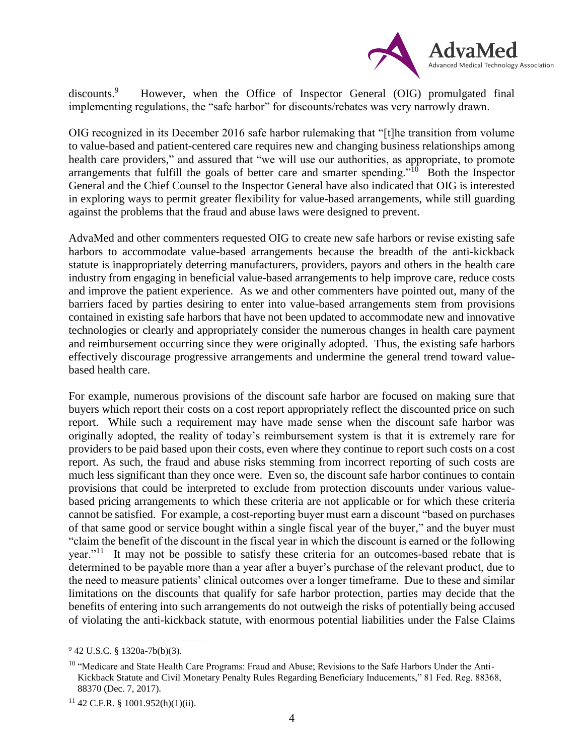discounts.[9] However, when the Office of Inspector General (OIG) promulgated final implementing regulations, the "safe harbor" for discounts/rebates was very narrowly drawn.

OIG recognized in its December 2016 safe harbor rulemaking that "[t]he transition from volume to value-based and patient-centered care requires new and changing business relationships among health care providers," and assured that "we will use our authorities, as appropriate, to promote arrangements that fulfill the goals of better care and smarter spending."[10] Both the Inspector General and the Chief Counsel to the Inspector General have also indicated that OIG is interested in exploring ways to permit greater flexibility for value-based arrangements, while still guarding against the problems that the fraud and abuse laws were designed to prevent.

AdvaMed and other commenters requested OIG to create new safe harbors or revise existing safe harbors to accommodate value-based arrangements because the breadth of the anti-kickback statute is inappropriately deterring manufacturers, providers, payors and others in the health care industry from engaging in beneficial value-based arrangements to help improve care, reduce costs and improve the patient experience. As we and other commenters have pointed out, many of the barriers faced by parties desiring to enter into value-based arrangements stem from provisions contained in existing safe harbors that have not been updated to accommodate new and innovative technologies or clearly and appropriately consider the numerous changes in health care payment and reimbursement occurring since they were originally adopted. Thus, the existing safe harbors effectively discourage progressive arrangements and undermine the general trend toward value-based health care.

For example, numerous provisions of the discount safe harbor are focused on making sure that buyers which report their costs on a cost report appropriately reflect the discounted price on such report. While such a requirement may have made sense when the discount safe harbor was originally adopted, the reality of today's reimbursement system is that it is extremely rare for providers to be paid based upon their costs, even where they continue to report such costs on a cost report. As such, the fraud and abuse risks stemming from incorrect reporting of such costs are much less significant than they once were. Even so, the discount safe harbor continues to contain provisions that could be interpreted to exclude from protection discounts under various value-based pricing arrangements to which these criteria are not applicable or for which these criteria cannot be satisfied. For example, a cost-reporting buyer must earn a discount "based on purchases of that same good or service bought within a single fiscal year of the buyer," and the buyer must "claim the benefit of the discount in the fiscal year in which the discount is earned or the following year."[11] It may not be possible to satisfy these criteria for an outcomes-based rebate that is determined to be payable more than a year after a buyer's purchase of the relevant product, due to the need to measure patients' clinical outcomes over a longer timeframe. Due to these and similar limitations on the discounts that qualify for safe harbor protection, parties may decide that the benefits of entering into such arrangements do not outweigh the risks of potentially being accused of violating the anti-kickback statute, with enormous potential liabilities under the False Claims

---

[9] 42 U.S.C. § 1320a-7b(b)(3).

[10] "Medicare and State Health Care Programs: Fraud and Abuse; Revisions to the Safe Harbors Under the Anti-Kickback Statute and Civil Monetary Penalty Rules Regarding Beneficiary Inducements," 81 Fed. Reg. 88368, 88370 (Dec. 7, 2017).

[11] 42 C.F.R. § 1001.952(h)(1)(ii).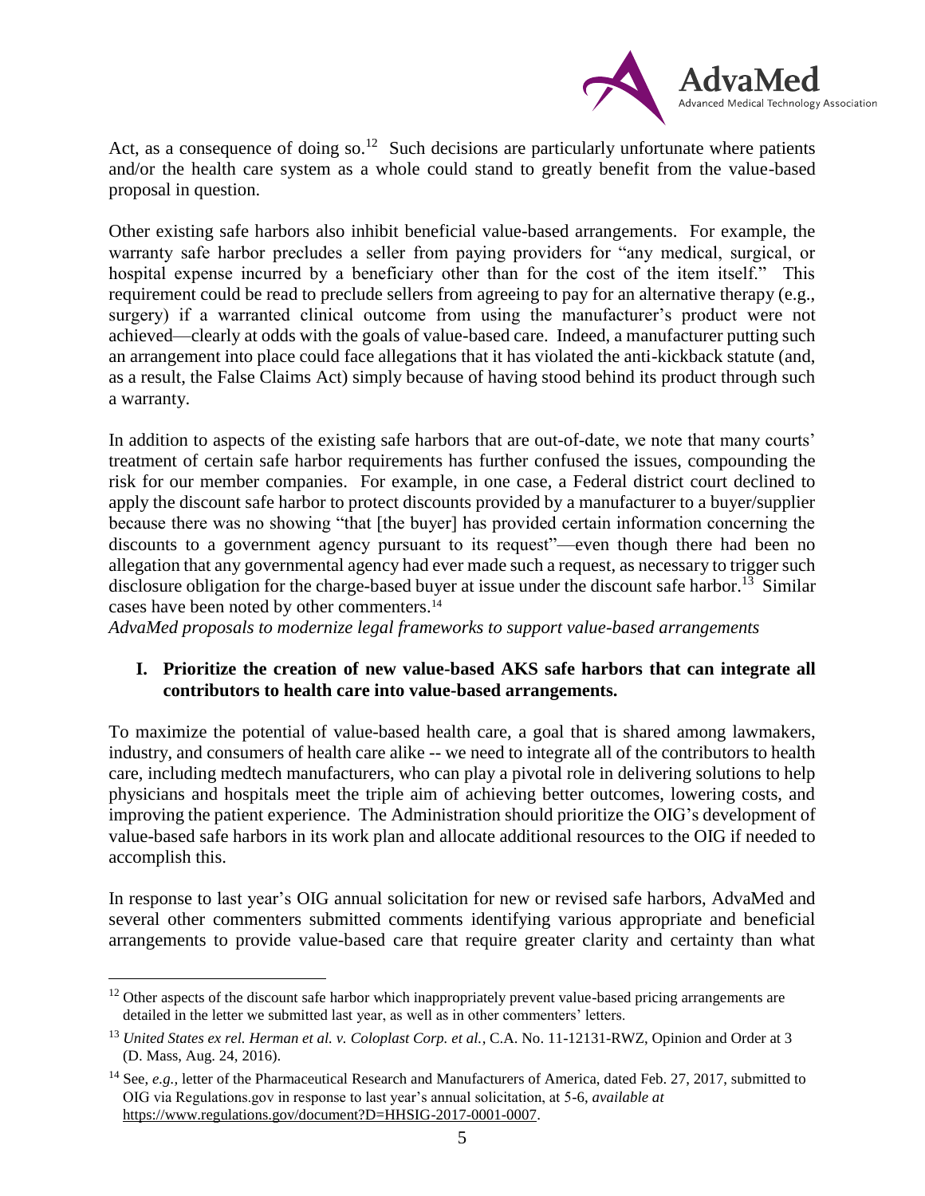Act, as a consequence of doing so.[12] Such decisions are particularly unfortunate where patients and/or the health care system as a whole could stand to greatly benefit from the value-based proposal in question.

Other existing safe harbors also inhibit beneficial value-based arrangements. For example, the warranty safe harbor precludes a seller from paying providers for "any medical, surgical, or hospital expense incurred by a beneficiary other than for the cost of the item itself." This requirement could be read to preclude sellers from agreeing to pay for an alternative therapy (e.g., surgery) if a warranted clinical outcome from using the manufacturer's product were not achieved—clearly at odds with the goals of value-based care. Indeed, a manufacturer putting such an arrangement into place could face allegations that it has violated the anti-kickback statute (and, as a result, the False Claims Act) simply because of having stood behind its product through such a warranty.

In addition to aspects of the existing safe harbors that are out-of-date, we note that many courts' treatment of certain safe harbor requirements has further confused the issues, compounding the risk for our member companies. For example, in one case, a Federal district court declined to apply the discount safe harbor to protect discounts provided by a manufacturer to a buyer/supplier because there was no showing "that [the buyer] has provided certain information concerning the discounts to a government agency pursuant to its request"—even though there had been no allegation that any governmental agency had ever made such a request, as necessary to trigger such disclosure obligation for the charge-based buyer at issue under the discount safe harbor.[13] Similar cases have been noted by other commenters.[14]

*AdvaMed proposals to modernize legal frameworks to support value-based arrangements*

## I. Prioritize the creation of new value-based AKS safe harbors that can integrate all contributors to health care into value-based arrangements.

To maximize the potential of value-based health care, a goal that is shared among lawmakers, industry, and consumers of health care alike -- we need to integrate all of the contributors to health care, including medtech manufacturers, who can play a pivotal role in delivering solutions to help physicians and hospitals meet the triple aim of achieving better outcomes, lowering costs, and improving the patient experience. The Administration should prioritize the OIG's development of value-based safe harbors in its work plan and allocate additional resources to the OIG if needed to accomplish this.

In response to last year's OIG annual solicitation for new or revised safe harbors, AdvaMed and several other commenters submitted comments identifying various appropriate and beneficial arrangements to provide value-based care that require greater clarity and certainty than what

---

[12] Other aspects of the discount safe harbor which inappropriately prevent value-based pricing arrangements are detailed in the letter we submitted last year, as well as in other commenters' letters.

[13] *United States ex rel. Herman et al. v. Coloplast Corp. et al.*, C.A. No. 11-12131-RWZ, Opinion and Order at 3 (D. Mass, Aug. 24, 2016).

[14] See, *e.g.*, letter of the Pharmaceutical Research and Manufacturers of America, dated Feb. 27, 2017, submitted to OIG via Regulations.gov in response to last year's annual solicitation, at 5-6, *available at* https://www.regulations.gov/document?D=HHSIG-2017-0001-0007.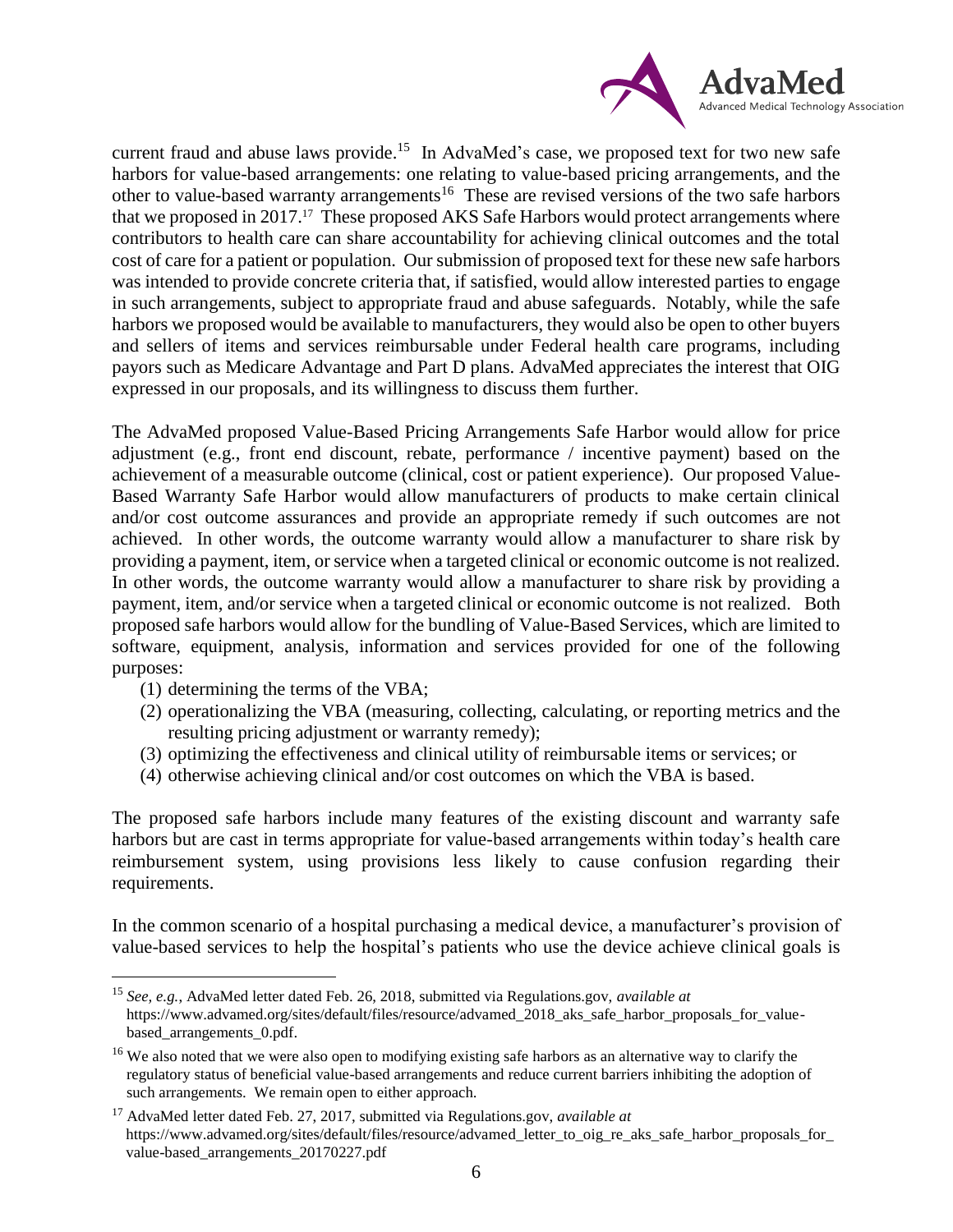current fraud and abuse laws provide.[15] In AdvaMed's case, we proposed text for two new safe harbors for value-based arrangements: one relating to value-based pricing arrangements, and the other to value-based warranty arrangements[16] These are revised versions of the two safe harbors that we proposed in 2017.[17] These proposed AKS Safe Harbors would protect arrangements where contributors to health care can share accountability for achieving clinical outcomes and the total cost of care for a patient or population. Our submission of proposed text for these new safe harbors was intended to provide concrete criteria that, if satisfied, would allow interested parties to engage in such arrangements, subject to appropriate fraud and abuse safeguards. Notably, while the safe harbors we proposed would be available to manufacturers, they would also be open to other buyers and sellers of items and services reimbursable under Federal health care programs, including payors such as Medicare Advantage and Part D plans. AdvaMed appreciates the interest that OIG expressed in our proposals, and its willingness to discuss them further.

The AdvaMed proposed Value-Based Pricing Arrangements Safe Harbor would allow for price adjustment (e.g., front end discount, rebate, performance / incentive payment) based on the achievement of a measurable outcome (clinical, cost or patient experience). Our proposed Value-Based Warranty Safe Harbor would allow manufacturers of products to make certain clinical and/or cost outcome assurances and provide an appropriate remedy if such outcomes are not achieved. In other words, the outcome warranty would allow a manufacturer to share risk by providing a payment, item, or service when a targeted clinical or economic outcome is not realized. In other words, the outcome warranty would allow a manufacturer to share risk by providing a payment, item, and/or service when a targeted clinical or economic outcome is not realized. Both proposed safe harbors would allow for the bundling of Value-Based Services, which are limited to software, equipment, analysis, information and services provided for one of the following purposes:

(1) determining the terms of the VBA;
(2) operationalizing the VBA (measuring, collecting, calculating, or reporting metrics and the resulting pricing adjustment or warranty remedy);
(3) optimizing the effectiveness and clinical utility of reimbursable items or services; or
(4) otherwise achieving clinical and/or cost outcomes on which the VBA is based.

The proposed safe harbors include many features of the existing discount and warranty safe harbors but are cast in terms appropriate for value-based arrangements within today's health care reimbursement system, using provisions less likely to cause confusion regarding their requirements.

In the common scenario of a hospital purchasing a medical device, a manufacturer's provision of value-based services to help the hospital's patients who use the device achieve clinical goals is

---

[15] *See, e.g.*, AdvaMed letter dated Feb. 26, 2018, submitted via Regulations.gov, *available at* https://www.advamed.org/sites/default/files/resource/advamed_2018_aks_safe_harbor_proposals_for_value-based_arrangements_0.pdf.

[16] We also noted that we were also open to modifying existing safe harbors as an alternative way to clarify the regulatory status of beneficial value-based arrangements and reduce current barriers inhibiting the adoption of such arrangements. We remain open to either approach.

[17] AdvaMed letter dated Feb. 27, 2017, submitted via Regulations.gov, *available at* https://www.advamed.org/sites/default/files/resource/advamed_letter_to_oig_re_aks_safe_harbor_proposals_for_value-based_arrangements_20170227.pdf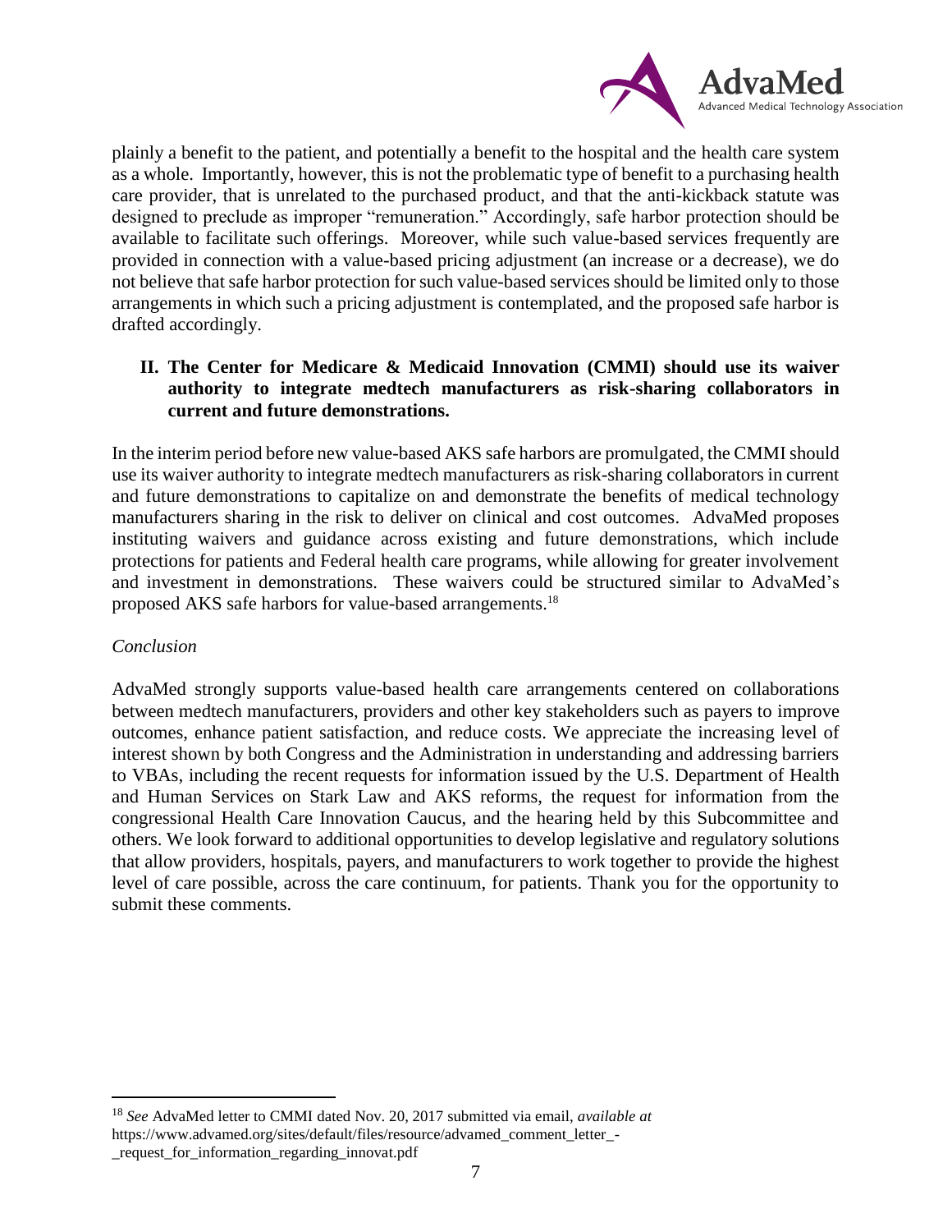plainly a benefit to the patient, and potentially a benefit to the hospital and the health care system as a whole. Importantly, however, this is not the problematic type of benefit to a purchasing health care provider, that is unrelated to the purchased product, and that the anti-kickback statute was designed to preclude as improper "remuneration." Accordingly, safe harbor protection should be available to facilitate such offerings. Moreover, while such value-based services frequently are provided in connection with a value-based pricing adjustment (an increase or a decrease), we do not believe that safe harbor protection for such value-based services should be limited only to those arrangements in which such a pricing adjustment is contemplated, and the proposed safe harbor is drafted accordingly.

## II. The Center for Medicare & Medicaid Innovation (CMMI) should use its waiver authority to integrate medtech manufacturers as risk-sharing collaborators in current and future demonstrations.

In the interim period before new value-based AKS safe harbors are promulgated, the CMMI should use its waiver authority to integrate medtech manufacturers as risk-sharing collaborators in current and future demonstrations to capitalize on and demonstrate the benefits of medical technology manufacturers sharing in the risk to deliver on clinical and cost outcomes. AdvaMed proposes instituting waivers and guidance across existing and future demonstrations, which include protections for patients and Federal health care programs, while allowing for greater involvement and investment in demonstrations. These waivers could be structured similar to AdvaMed's proposed AKS safe harbors for value-based arrangements.[18]

*Conclusion*

AdvaMed strongly supports value-based health care arrangements centered on collaborations between medtech manufacturers, providers and other key stakeholders such as payers to improve outcomes, enhance patient satisfaction, and reduce costs. We appreciate the increasing level of interest shown by both Congress and the Administration in understanding and addressing barriers to VBAs, including the recent requests for information issued by the U.S. Department of Health and Human Services on Stark Law and AKS reforms, the request for information from the congressional Health Care Innovation Caucus, and the hearing held by this Subcommittee and others. We look forward to additional opportunities to develop legislative and regulatory solutions that allow providers, hospitals, payers, and manufacturers to work together to provide the highest level of care possible, across the care continuum, for patients. Thank you for the opportunity to submit these comments.

---

[18] *See* AdvaMed letter to CMMI dated Nov. 20, 2017 submitted via email, *available at* https://www.advamed.org/sites/default/files/resource/advamed_comment_letter_-_request_for_information_regarding_innovat.pdf